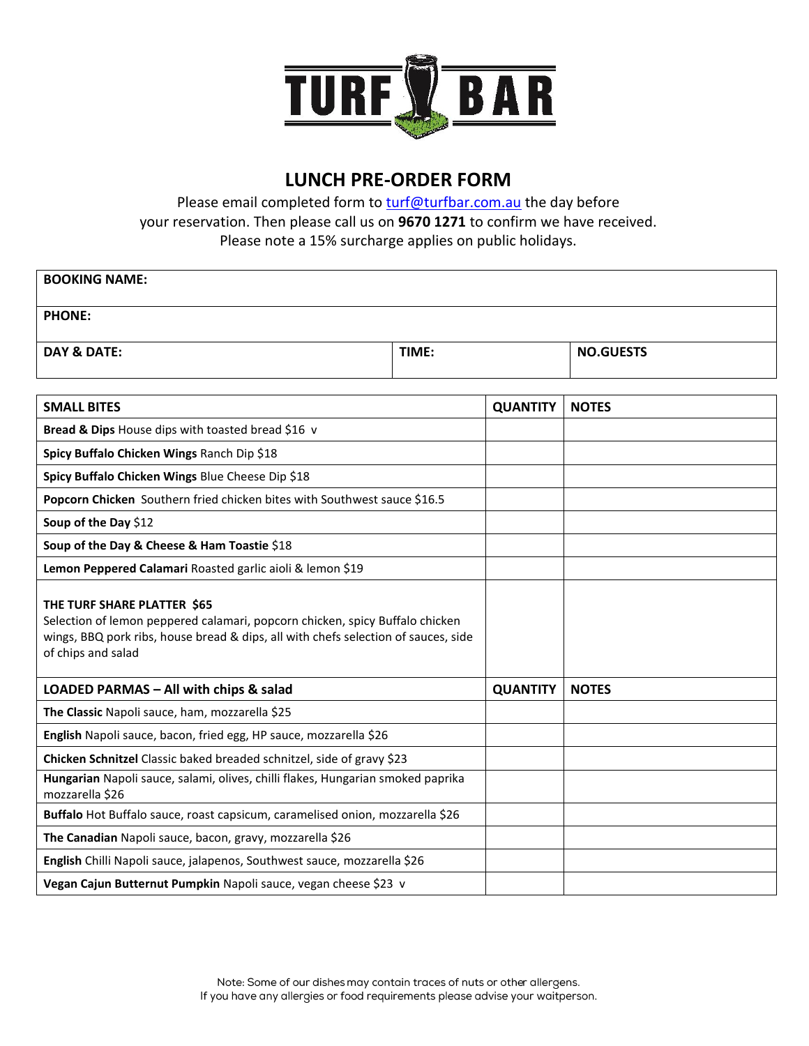# TURF BAR

## LUNCH PRE-ORDER FORM

Please email completed form to turf@turfbar.com.au the day before your reservation. Then please call us on **9670 1271** to confirm we have received. Please note a 15% surcharge applies on public holidays.

| **BOOKING NAME:** | | |
|---|---|---|
| **PHONE:** | | |
| **DAY & DATE:** | **TIME:** | **NO.GUESTS** |

| **SMALL BITES** | **QUANTITY** | **NOTES** |
|---|---|---|
| **Bread & Dips** House dips with toasted bread $16 v | | |
| **Spicy Buffalo Chicken Wings** Ranch Dip $18 | | |
| **Spicy Buffalo Chicken Wings** Blue Cheese Dip $18 | | |
| **Popcorn Chicken** Southern fried chicken bites with Southwest sauce $16.5 | | |
| **Soup of the Day** $12 | | |
| **Soup of the Day & Cheese & Ham Toastie** $18 | | |
| **Lemon Peppered Calamari** Roasted garlic aioli & lemon $19 | | |
| **THE TURF SHARE PLATTER $65** Selection of lemon peppered calamari, popcorn chicken, spicy Buffalo chicken wings, BBQ pork ribs, house bread & dips, all with chefs selection of sauces, side of chips and salad | | |
| **LOADED PARMAS – All with chips & salad** | **QUANTITY** | **NOTES** |
| **The Classic** Napoli sauce, ham, mozzarella $25 | | |
| **English** Napoli sauce, bacon, fried egg, HP sauce, mozzarella $26 | | |
| **Chicken Schnitzel** Classic baked breaded schnitzel, side of gravy $23 | | |
| **Hungarian** Napoli sauce, salami, olives, chilli flakes, Hungarian smoked paprika mozzarella $26 | | |
| **Buffalo** Hot Buffalo sauce, roast capsicum, caramelised onion, mozzarella $26 | | |
| **The Canadian** Napoli sauce, bacon, gravy, mozzarella $26 | | |
| **English** Chilli Napoli sauce, jalapenos, Southwest sauce, mozzarella $26 | | |
| **Vegan Cajun Butternut Pumpkin** Napoli sauce, vegan cheese $23 v | | |

Note: Some of our dishes may contain traces of nuts or other allergens.
If you have any allergies or food requirements please advise your waitperson.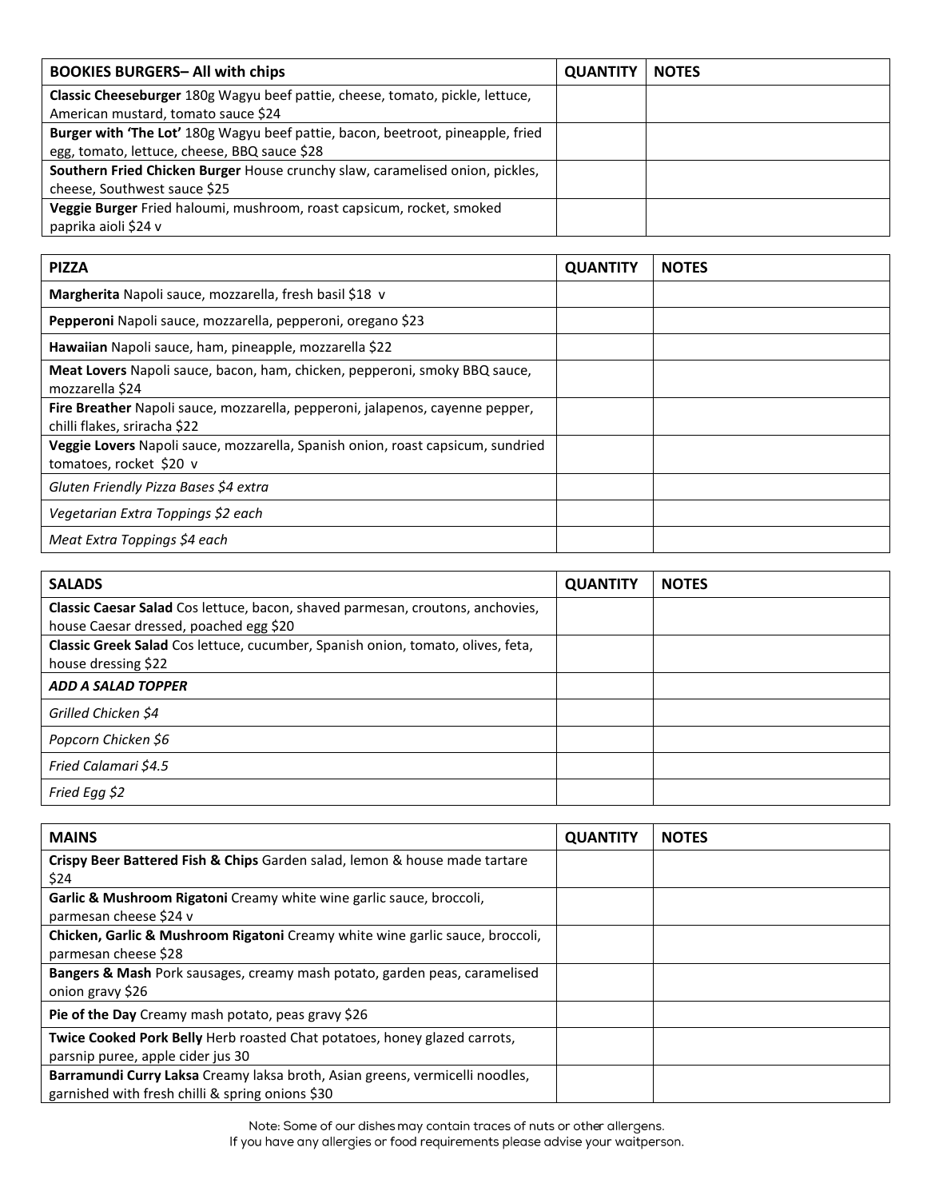| **BOOKIES BURGERS– All with chips** | **QUANTITY** | **NOTES** |
|---|---|---|
| **Classic Cheeseburger** 180g Wagyu beef pattie, cheese, tomato, pickle, lettuce, American mustard, tomato sauce $24 | | |
| **Burger with 'The Lot'** 180g Wagyu beef pattie, bacon, beetroot, pineapple, fried egg, tomato, lettuce, cheese, BBQ sauce $28 | | |
| **Southern Fried Chicken Burger** House crunchy slaw, caramelised onion, pickles, cheese, Southwest sauce $25 | | |
| **Veggie Burger** Fried haloumi, mushroom, roast capsicum, rocket, smoked paprika aioli $24 v | | |

| **PIZZA** | **QUANTITY** | **NOTES** |
|---|---|---|
| **Margherita** Napoli sauce, mozzarella, fresh basil $18 v | | |
| **Pepperoni** Napoli sauce, mozzarella, pepperoni, oregano $23 | | |
| **Hawaiian** Napoli sauce, ham, pineapple, mozzarella $22 | | |
| **Meat Lovers** Napoli sauce, bacon, ham, chicken, pepperoni, smoky BBQ sauce, mozzarella $24 | | |
| **Fire Breather** Napoli sauce, mozzarella, pepperoni, jalapenos, cayenne pepper, chilli flakes, sriracha $22 | | |
| **Veggie Lovers** Napoli sauce, mozzarella, Spanish onion, roast capsicum, sundried tomatoes, rocket $20 v | | |
| *Gluten Friendly Pizza Bases $4 extra* | | |
| *Vegetarian Extra Toppings $2 each* | | |
| *Meat Extra Toppings $4 each* | | |

| **SALADS** | **QUANTITY** | **NOTES** |
|---|---|---|
| **Classic Caesar Salad** Cos lettuce, bacon, shaved parmesan, croutons, anchovies, house Caesar dressed, poached egg $20 | | |
| **Classic Greek Salad** Cos lettuce, cucumber, Spanish onion, tomato, olives, feta, house dressing $22 | | |
| ***ADD A SALAD TOPPER*** | | |
| *Grilled Chicken $4* | | |
| *Popcorn Chicken $6* | | |
| *Fried Calamari $4.5* | | |
| *Fried Egg $2* | | |

| **MAINS** | **QUANTITY** | **NOTES** |
|---|---|---|
| **Crispy Beer Battered Fish & Chips** Garden salad, lemon & house made tartare $24 | | |
| **Garlic & Mushroom Rigatoni** Creamy white wine garlic sauce, broccoli, parmesan cheese $24 v | | |
| **Chicken, Garlic & Mushroom Rigatoni** Creamy white wine garlic sauce, broccoli, parmesan cheese $28 | | |
| **Bangers & Mash** Pork sausages, creamy mash potato, garden peas, caramelised onion gravy $26 | | |
| **Pie of the Day** Creamy mash potato, peas gravy $26 | | |
| **Twice Cooked Pork Belly** Herb roasted Chat potatoes, honey glazed carrots, parsnip puree, apple cider jus 30 | | |
| **Barramundi Curry Laksa** Creamy laksa broth, Asian greens, vermicelli noodles, garnished with fresh chilli & spring onions $30 | | |

Note: Some of our dishes may contain traces of nuts or other allergens.
If you have any allergies or food requirements please advise your waitperson.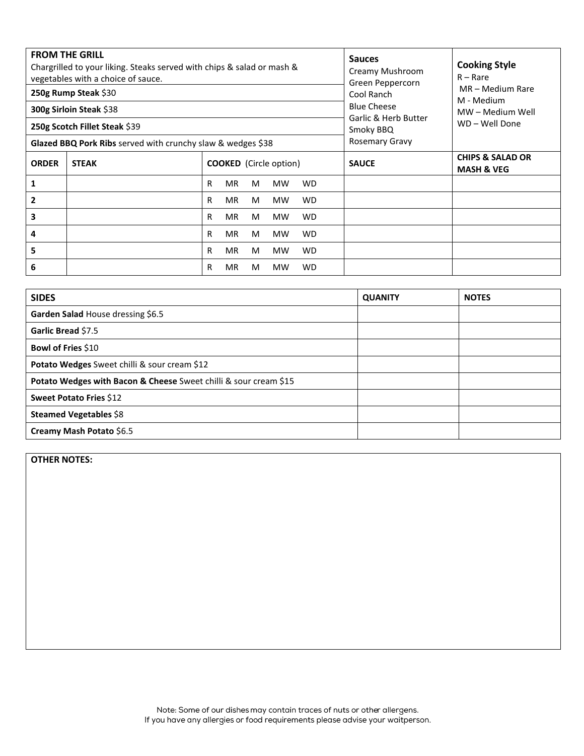| **FROM THE GRILL**<br>Chargrilled to your liking. Steaks served with chips & salad or mash & vegetables with a choice of sauce. | | | **Sauces**<br>Creamy Mushroom<br>Green Peppercorn<br>Cool Ranch<br>Blue Cheese<br>Garlic & Herb Butter<br>Smoky BBQ<br>Rosemary Gravy | **Cooking Style**<br>R – Rare<br>MR – Medium Rare<br>M - Medium<br>MW – Medium Well<br>WD – Well Done |
|---|---|---|---|---|
| **250g Rump Steak** $30 | | | | |
| **300g Sirloin Steak** $38 | | | | |
| **250g Scotch Fillet Steak** $39 | | | | |
| **Glazed BBQ Pork Ribs** served with crunchy slaw & wedges $38 | | | | |
| **ORDER** | **STEAK** | **COOKED** (Circle option) | **SAUCE** | **CHIPS & SALAD OR MASH & VEG** |
| **1** | | R MR M MW WD | | |
| **2** | | R MR M MW WD | | |
| **3** | | R MR M MW WD | | |
| **4** | | R MR M MW WD | | |
| **5** | | R MR M MW WD | | |
| **6** | | R MR M MW WD | | |

| **SIDES** | **QUANITY** | **NOTES** |
|---|---|---|
| **Garden Salad** House dressing $6.5 | | |
| **Garlic Bread** $7.5 | | |
| **Bowl of Fries** $10 | | |
| **Potato Wedges** Sweet chilli & sour cream $12 | | |
| **Potato Wedges with Bacon & Cheese** Sweet chilli & sour cream $15 | | |
| **Sweet Potato Fries** $12 | | |
| **Steamed Vegetables** $8 | | |
| **Creamy Mash Potato** $6.5 | | |

**OTHER NOTES:**

Note: Some of our dishes may contain traces of nuts or other allergens.
If you have any allergies or food requirements please advise your waitperson.